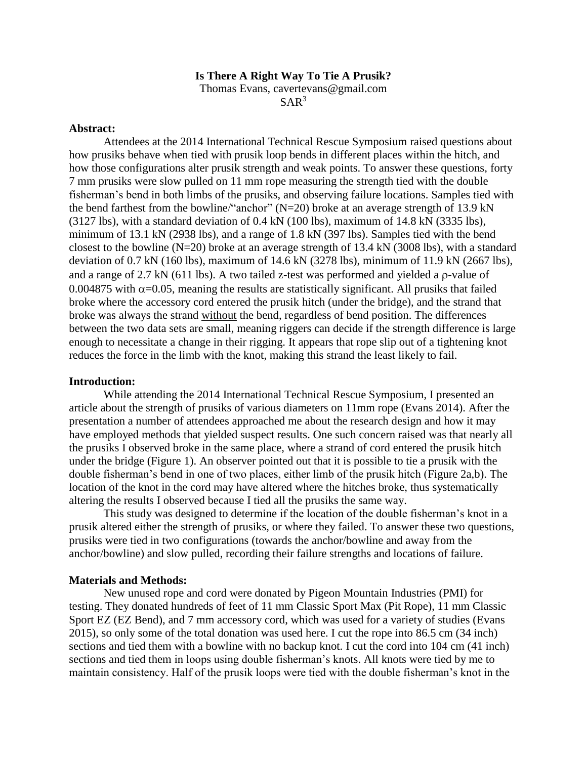# Is There A Right Way To Tie A Prusik?

Thomas Evans, cavertevans@gmail.com

SAR[3]

## Abstract:

Attendees at the 2014 International Technical Rescue Symposium raised questions about how prusiks behave when tied with prusik loop bends in different places within the hitch, and how those configurations alter prusik strength and weak points. To answer these questions, forty 7 mm prusiks were slow pulled on 11 mm rope measuring the strength tied with the double fisherman's bend in both limbs of the prusiks, and observing failure locations. Samples tied with the bend farthest from the bowline/"anchor" (N=20) broke at an average strength of 13.9 kN (3127 lbs), with a standard deviation of 0.4 kN (100 lbs), maximum of 14.8 kN (3335 lbs), minimum of 13.1 kN (2938 lbs), and a range of 1.8 kN (397 lbs). Samples tied with the bend closest to the bowline (N=20) broke at an average strength of 13.4 kN (3008 lbs), with a standard deviation of 0.7 kN (160 lbs), maximum of 14.6 kN (3278 lbs), minimum of 11.9 kN (2667 lbs), and a range of 2.7 kN (611 lbs). A two tailed z-test was performed and yielded a $\rho$-value of 0.004875 with $\alpha$=0.05, meaning the results are statistically significant. All prusiks that failed broke where the accessory cord entered the prusik hitch (under the bridge), and the strand that broke was always the strand <u>without</u> the bend, regardless of bend position. The differences between the two data sets are small, meaning riggers can decide if the strength difference is large enough to necessitate a change in their rigging. It appears that rope slip out of a tightening knot reduces the force in the limb with the knot, making this strand the least likely to fail.

## Introduction:

While attending the 2014 International Technical Rescue Symposium, I presented an article about the strength of prusiks of various diameters on 11mm rope (Evans 2014). After the presentation a number of attendees approached me about the research design and how it may have employed methods that yielded suspect results. One such concern raised was that nearly all the prusiks I observed broke in the same place, where a strand of cord entered the prusik hitch under the bridge (Figure 1). An observer pointed out that it is possible to tie a prusik with the double fisherman's bend in one of two places, either limb of the prusik hitch (Figure 2a,b). The location of the knot in the cord may have altered where the hitches broke, thus systematically altering the results I observed because I tied all the prusiks the same way.

This study was designed to determine if the location of the double fisherman's knot in a prusik altered either the strength of prusiks, or where they failed. To answer these two questions, prusiks were tied in two configurations (towards the anchor/bowline and away from the anchor/bowline) and slow pulled, recording their failure strengths and locations of failure.

## Materials and Methods:

New unused rope and cord were donated by Pigeon Mountain Industries (PMI) for testing. They donated hundreds of feet of 11 mm Classic Sport Max (Pit Rope), 11 mm Classic Sport EZ (EZ Bend), and 7 mm accessory cord, which was used for a variety of studies (Evans 2015), so only some of the total donation was used here. I cut the rope into 86.5 cm (34 inch) sections and tied them with a bowline with no backup knot. I cut the cord into 104 cm (41 inch) sections and tied them in loops using double fisherman's knots. All knots were tied by me to maintain consistency. Half of the prusik loops were tied with the double fisherman's knot in the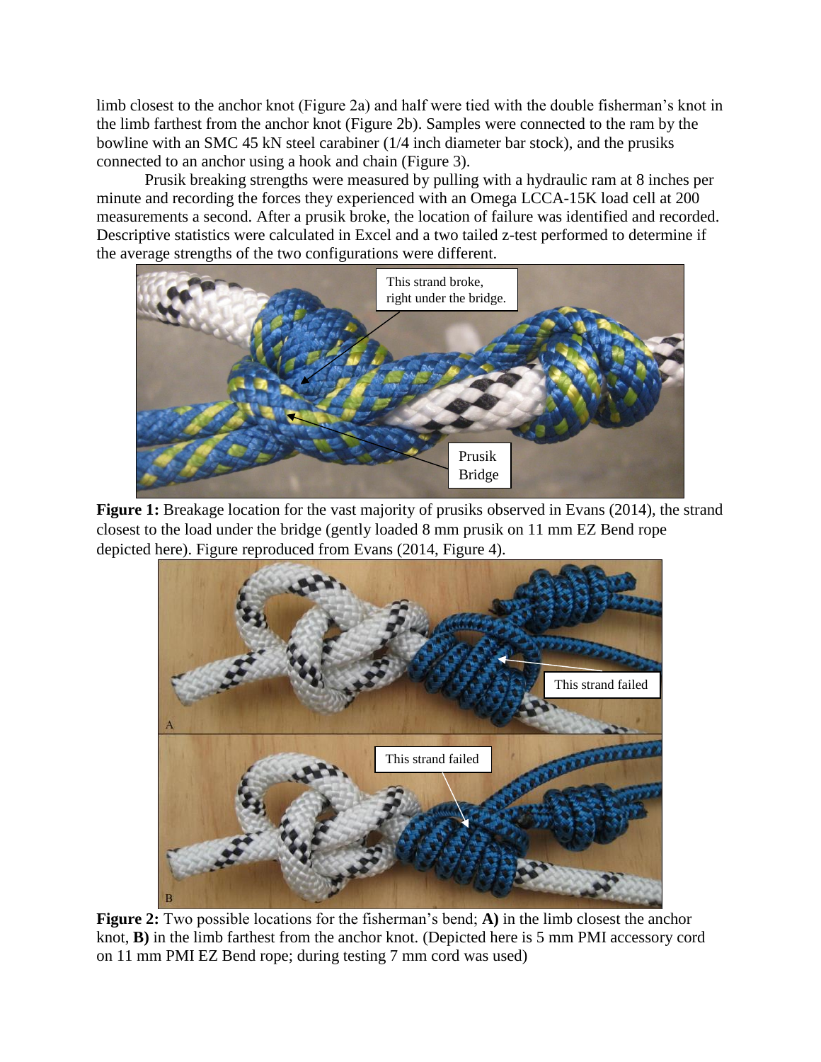limb closest to the anchor knot (Figure 2a) and half were tied with the double fisherman's knot in the limb farthest from the anchor knot (Figure 2b). Samples were connected to the ram by the bowline with an SMC 45 kN steel carabiner (1/4 inch diameter bar stock), and the prusiks connected to an anchor using a hook and chain (Figure 3).

Prusik breaking strengths were measured by pulling with a hydraulic ram at 8 inches per minute and recording the forces they experienced with an Omega LCCA-15K load cell at 200 measurements a second. After a prusik broke, the location of failure was identified and recorded. Descriptive statistics were calculated in Excel and a two tailed z-test performed to determine if the average strengths of the two configurations were different.

**Figure 1:** Breakage location for the vast majority of prusiks observed in Evans (2014), the strand closest to the load under the bridge (gently loaded 8 mm prusik on 11 mm EZ Bend rope depicted here). Figure reproduced from Evans (2014, Figure 4).

**Figure 2:** Two possible locations for the fisherman's bend; **A)** in the limb closest the anchor knot, **B)** in the limb farthest from the anchor knot. (Depicted here is 5 mm PMI accessory cord on 11 mm PMI EZ Bend rope; during testing 7 mm cord was used)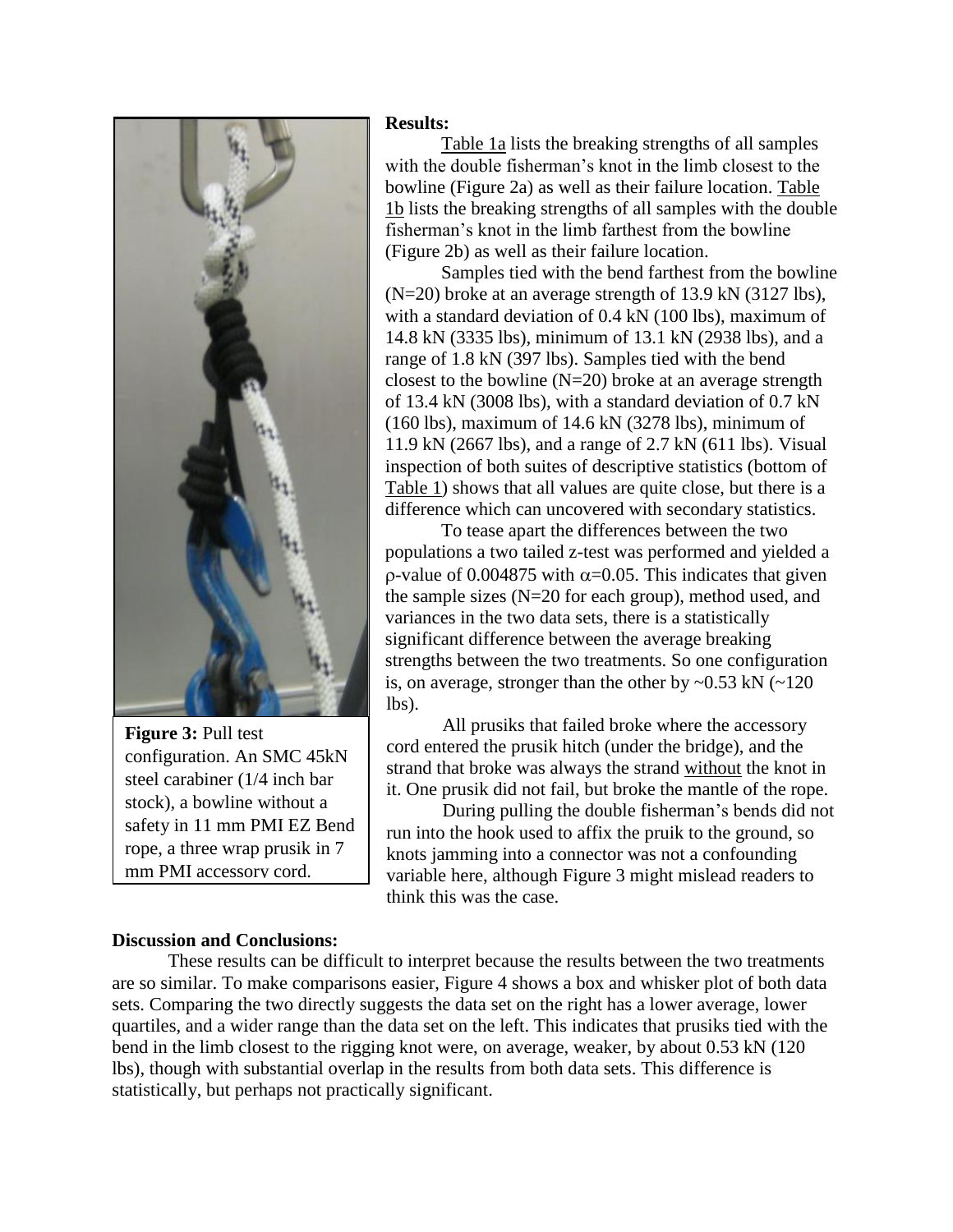**Results:**

Table 1a lists the breaking strengths of all samples with the double fisherman's knot in the limb closest to the bowline (Figure 2a) as well as their failure location. Table 1b lists the breaking strengths of all samples with the double fisherman's knot in the limb farthest from the bowline (Figure 2b) as well as their failure location.

Samples tied with the bend farthest from the bowline (N=20) broke at an average strength of 13.9 kN (3127 lbs), with a standard deviation of 0.4 kN (100 lbs), maximum of 14.8 kN (3335 lbs), minimum of 13.1 kN (2938 lbs), and a range of 1.8 kN (397 lbs). Samples tied with the bend closest to the bowline (N=20) broke at an average strength of 13.4 kN (3008 lbs), with a standard deviation of 0.7 kN (160 lbs), maximum of 14.6 kN (3278 lbs), minimum of 11.9 kN (2667 lbs), and a range of 2.7 kN (611 lbs). Visual inspection of both suites of descriptive statistics (bottom of Table 1) shows that all values are quite close, but there is a difference which can uncovered with secondary statistics.

To tease apart the differences between the two populations a two tailed z-test was performed and yielded a $\rho$-value of 0.004875 with $\alpha$=0.05. This indicates that given the sample sizes (N=20 for each group), method used, and variances in the two data sets, there is a statistically significant difference between the average breaking strengths between the two treatments. So one configuration is, on average, stronger than the other by ~0.53 kN (~120 lbs).

All prusiks that failed broke where the accessory cord entered the prusik hitch (under the bridge), and the strand that broke was always the strand without the knot in it. One prusik did not fail, but broke the mantle of the rope.

During pulling the double fisherman's bends did not run into the hook used to affix the pruik to the ground, so knots jamming into a connector was not a confounding variable here, although Figure 3 might mislead readers to think this was the case.

**Figure 3:** Pull test configuration. An SMC 45kN steel carabiner (1/4 inch bar stock), a bowline without a safety in 11 mm PMI EZ Bend rope, a three wrap prusik in 7 mm PMI accessory cord.

**Discussion and Conclusions:**

These results can be difficult to interpret because the results between the two treatments are so similar. To make comparisons easier, Figure 4 shows a box and whisker plot of both data sets. Comparing the two directly suggests the data set on the right has a lower average, lower quartiles, and a wider range than the data set on the left. This indicates that prusiks tied with the bend in the limb closest to the rigging knot were, on average, weaker, by about 0.53 kN (120 lbs), though with substantial overlap in the results from both data sets. This difference is statistically, but perhaps not practically significant.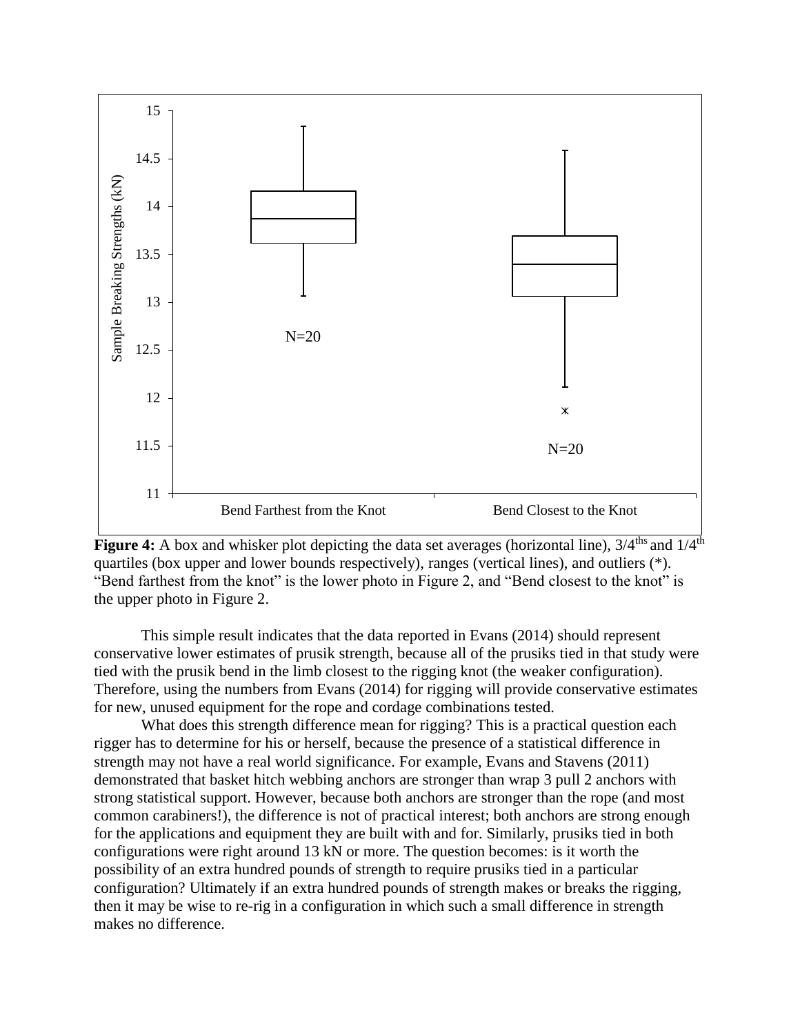**Figure 4:** A box and whisker plot depicting the data set averages (horizontal line), 3/4$^{ths}$ and 1/4$^{th}$ quartiles (box upper and lower bounds respectively), ranges (vertical lines), and outliers (*). "Bend farthest from the knot" is the lower photo in Figure 2, and "Bend closest to the knot" is the upper photo in Figure 2.

This simple result indicates that the data reported in Evans (2014) should represent conservative lower estimates of prusik strength, because all of the prusiks tied in that study were tied with the prusik bend in the limb closest to the rigging knot (the weaker configuration). Therefore, using the numbers from Evans (2014) for rigging will provide conservative estimates for new, unused equipment for the rope and cordage combinations tested.

What does this strength difference mean for rigging? This is a practical question each rigger has to determine for his or herself, because the presence of a statistical difference in strength may not have a real world significance. For example, Evans and Stavens (2011) demonstrated that basket hitch webbing anchors are stronger than wrap 3 pull 2 anchors with strong statistical support. However, because both anchors are stronger than the rope (and most common carabiners!), the difference is not of practical interest; both anchors are strong enough for the applications and equipment they are built with and for. Similarly, prusiks tied in both configurations were right around 13 kN or more. The question becomes: is it worth the possibility of an extra hundred pounds of strength to require prusiks tied in a particular configuration? Ultimately if an extra hundred pounds of strength makes or breaks the rigging, then it may be wise to re-rig in a configuration in which such a small difference in strength makes no difference.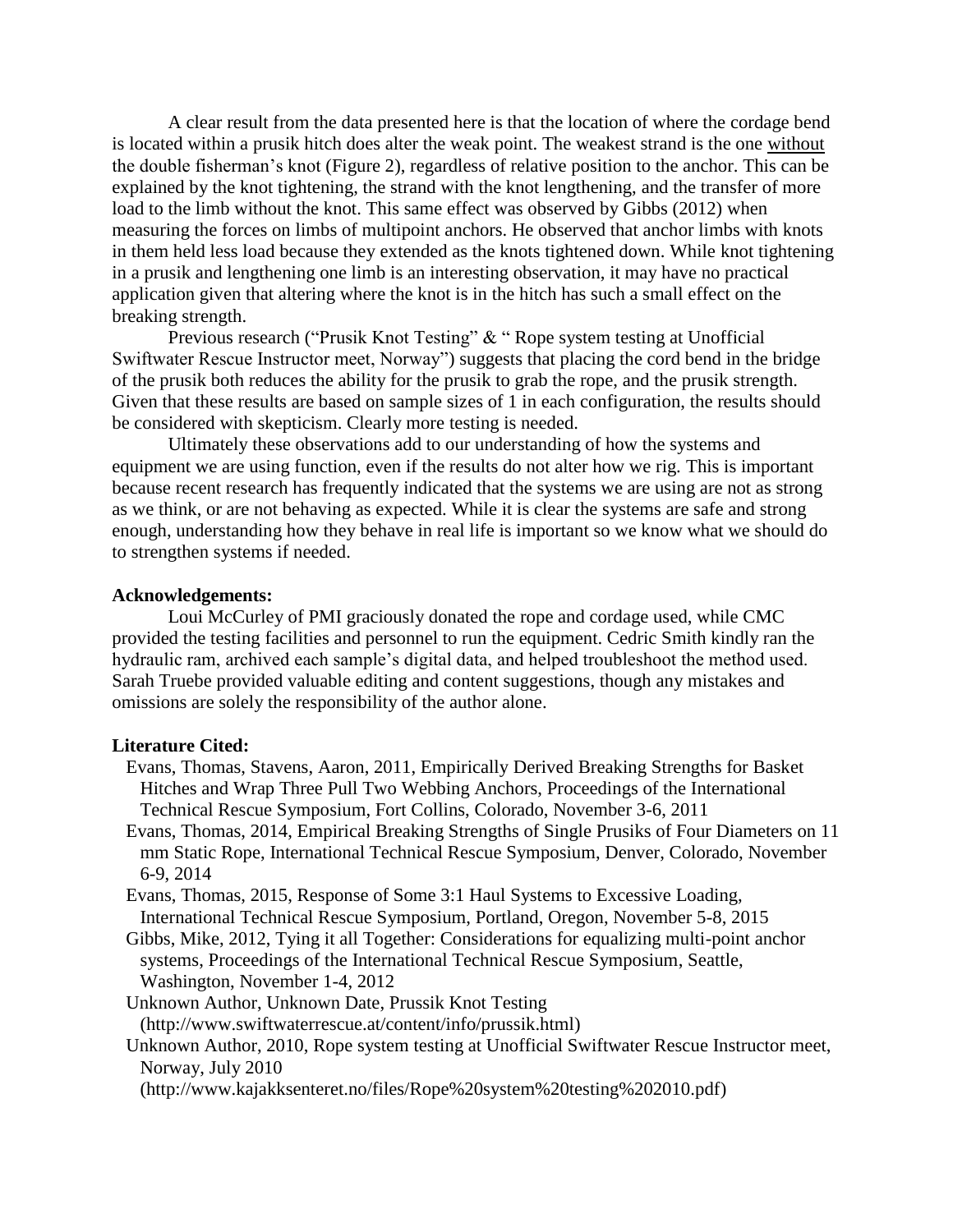A clear result from the data presented here is that the location of where the cordage bend is located within a prusik hitch does alter the weak point. The weakest strand is the one without the double fisherman's knot (Figure 2), regardless of relative position to the anchor. This can be explained by the knot tightening, the strand with the knot lengthening, and the transfer of more load to the limb without the knot. This same effect was observed by Gibbs (2012) when measuring the forces on limbs of multipoint anchors. He observed that anchor limbs with knots in them held less load because they extended as the knots tightened down. While knot tightening in a prusik and lengthening one limb is an interesting observation, it may have no practical application given that altering where the knot is in the hitch has such a small effect on the breaking strength.

Previous research ("Prusik Knot Testing" & " Rope system testing at Unofficial Swiftwater Rescue Instructor meet, Norway") suggests that placing the cord bend in the bridge of the prusik both reduces the ability for the prusik to grab the rope, and the prusik strength. Given that these results are based on sample sizes of 1 in each configuration, the results should be considered with skepticism. Clearly more testing is needed.

Ultimately these observations add to our understanding of how the systems and equipment we are using function, even if the results do not alter how we rig. This is important because recent research has frequently indicated that the systems we are using are not as strong as we think, or are not behaving as expected. While it is clear the systems are safe and strong enough, understanding how they behave in real life is important so we know what we should do to strengthen systems if needed.

**Acknowledgements:**

Loui McCurley of PMI graciously donated the rope and cordage used, while CMC provided the testing facilities and personnel to run the equipment. Cedric Smith kindly ran the hydraulic ram, archived each sample's digital data, and helped troubleshoot the method used. Sarah Truebe provided valuable editing and content suggestions, though any mistakes and omissions are solely the responsibility of the author alone.

**Literature Cited:**

Evans, Thomas, Stavens, Aaron, 2011, Empirically Derived Breaking Strengths for Basket Hitches and Wrap Three Pull Two Webbing Anchors, Proceedings of the International Technical Rescue Symposium, Fort Collins, Colorado, November 3-6, 2011

Evans, Thomas, 2014, Empirical Breaking Strengths of Single Prusiks of Four Diameters on 11 mm Static Rope, International Technical Rescue Symposium, Denver, Colorado, November 6-9, 2014

Evans, Thomas, 2015, Response of Some 3:1 Haul Systems to Excessive Loading, International Technical Rescue Symposium, Portland, Oregon, November 5-8, 2015

Gibbs, Mike, 2012, Tying it all Together: Considerations for equalizing multi-point anchor systems, Proceedings of the International Technical Rescue Symposium, Seattle, Washington, November 1-4, 2012

Unknown Author, Unknown Date, Prussik Knot Testing (http://www.swiftwaterrescue.at/content/info/prussik.html)

Unknown Author, 2010, Rope system testing at Unofficial Swiftwater Rescue Instructor meet, Norway, July 2010 (http://www.kajakksenteret.no/files/Rope%20system%20testing%202010.pdf)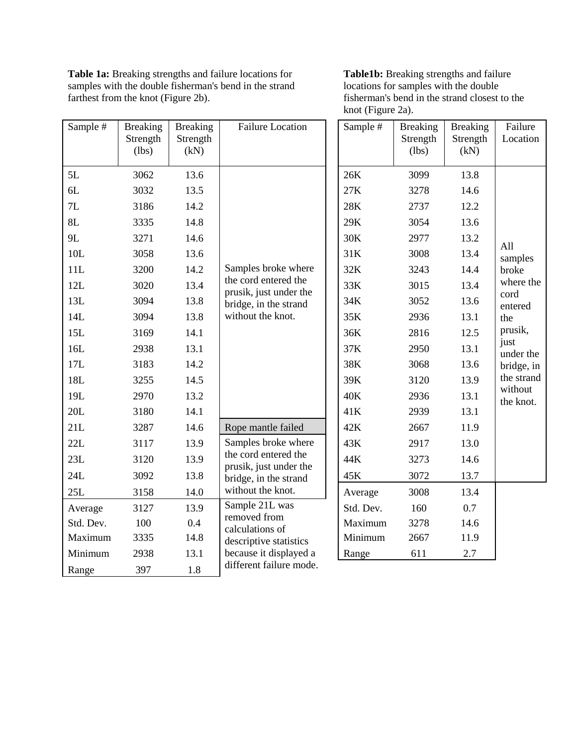**Table 1a:** Breaking strengths and failure locations for samples with the double fisherman's bend in the strand farthest from the knot (Figure 2b).

| Sample # | Breaking Strength (lbs) | Breaking Strength (kN) | Failure Location |
|---|---|---|---|
| 5L | 3062 | 13.6 | Samples broke where the cord entered the prusik, just under the bridge, in the strand without the knot. |
| 6L | 3032 | 13.5 | |
| 7L | 3186 | 14.2 | |
| 8L | 3335 | 14.8 | |
| 9L | 3271 | 14.6 | |
| 10L | 3058 | 13.6 | |
| 11L | 3200 | 14.2 | |
| 12L | 3020 | 13.4 | |
| 13L | 3094 | 13.8 | |
| 14L | 3094 | 13.8 | |
| 15L | 3169 | 14.1 | |
| 16L | 2938 | 13.1 | |
| 17L | 3183 | 14.2 | |
| 18L | 3255 | 14.5 | |
| 19L | 2970 | 13.2 | |
| 20L | 3180 | 14.1 | |
| 21L | 3287 | 14.6 | Rope mantle failed |
| 22L | 3117 | 13.9 | Samples broke where the cord entered the prusik, just under the bridge, in the strand without the knot. |
| 23L | 3120 | 13.9 | |
| 24L | 3092 | 13.8 | |
| 25L | 3158 | 14.0 | |
| Average | 3127 | 13.9 | Sample 21L was removed from calculations of descriptive statistics because it displayed a different failure mode. |
| Std. Dev. | 100 | 0.4 | |
| Maximum | 3335 | 14.8 | |
| Minimum | 2938 | 13.1 | |
| Range | 397 | 1.8 | |

**Table1b:** Breaking strengths and failure locations for samples with the double fisherman's bend in the strand closest to the knot (Figure 2a).

| Sample # | Breaking Strength (lbs) | Breaking Strength (kN) | Failure Location |
|---|---|---|---|
| 26K | 3099 | 13.8 | All samples broke where the cord entered the prusik, just under the bridge, in the strand without the knot. |
| 27K | 3278 | 14.6 | |
| 28K | 2737 | 12.2 | |
| 29K | 3054 | 13.6 | |
| 30K | 2977 | 13.2 | |
| 31K | 3008 | 13.4 | |
| 32K | 3243 | 14.4 | |
| 33K | 3015 | 13.4 | |
| 34K | 3052 | 13.6 | |
| 35K | 2936 | 13.1 | |
| 36K | 2816 | 12.5 | |
| 37K | 2950 | 13.1 | |
| 38K | 3068 | 13.6 | |
| 39K | 3120 | 13.9 | |
| 40K | 2936 | 13.1 | |
| 41K | 2939 | 13.1 | |
| 42K | 2667 | 11.9 | |
| 43K | 2917 | 13.0 | |
| 44K | 3273 | 14.6 | |
| 45K | 3072 | 13.7 | |
| Average | 3008 | 13.4 | |
| Std. Dev. | 160 | 0.7 | |
| Maximum | 3278 | 14.6 | |
| Minimum | 2667 | 11.9 | |
| Range | 611 | 2.7 | |